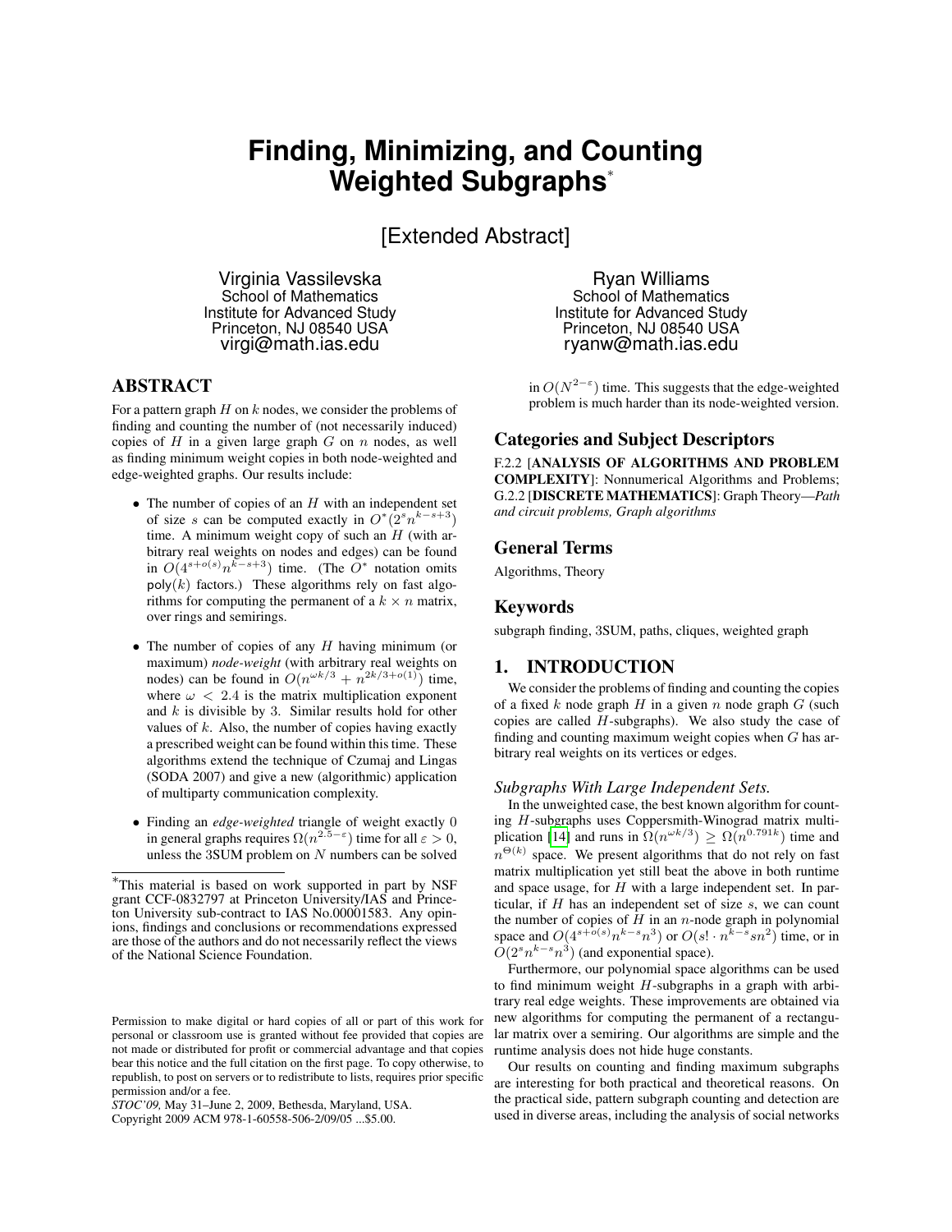# Finding, Minimizing, and Counting Weighted Subgraphs*

[Extended Abstract]

Virginia Vassilevska
School of Mathematics
Institute for Advanced Study
Princeton, NJ 08540 USA
virgi@math.ias.edu

Ryan Williams
School of Mathematics
Institute for Advanced Study
Princeton, NJ 08540 USA
ryanw@math.ias.edu

## ABSTRACT

For a pattern graph $H$ on $k$ nodes, we consider the problems of finding and counting the number of (not necessarily induced) copies of $H$ in a given large graph $G$ on $n$ nodes, as well as finding minimum weight copies in both node-weighted and edge-weighted graphs. Our results include:

- The number of copies of an $H$ with an independent set of size $s$ can be computed exactly in $O^*(2^s n^{k-s+3})$ time. A minimum weight copy of such an $H$ (with arbitrary real weights on nodes and edges) can be found in $O(4^{s+o(s)} n^{k-s+3})$ time. (The $O^*$ notation omits $\mathsf{poly}(k)$ factors.) These algorithms rely on fast algorithms for computing the permanent of a $k \times n$ matrix, over rings and semirings.
- The number of copies of any $H$ having minimum (or maximum) *node-weight* (with arbitrary real weights on nodes) can be found in $O(n^{\omega k/3} + n^{2k/3+o(1)})$ time, where $\omega < 2.4$ is the matrix multiplication exponent and $k$ is divisible by 3. Similar results hold for other values of $k$. Also, the number of copies having exactly a prescribed weight can be found within this time. These algorithms extend the technique of Czumaj and Lingas (SODA 2007) and give a new (algorithmic) application of multiparty communication complexity.
- Finding an *edge-weighted* triangle of weight exactly 0 in general graphs requires $\Omega(n^{2.5-\varepsilon})$ time for all $\varepsilon > 0$, unless the 3SUM problem on $N$ numbers can be solved in $O(N^{2-\varepsilon})$ time. This suggests that the edge-weighted problem is much harder than its node-weighted version.

## Categories and Subject Descriptors

F.2.2 [**ANALYSIS OF ALGORITHMS AND PROBLEM COMPLEXITY**]: Nonnumerical Algorithms and Problems; G.2.2 [**DISCRETE MATHEMATICS**]: Graph Theory—*Path and circuit problems, Graph algorithms*

## General Terms

Algorithms, Theory

## Keywords

subgraph finding, 3SUM, paths, cliques, weighted graph

## 1. INTRODUCTION

We consider the problems of finding and counting the copies of a fixed $k$ node graph $H$ in a given $n$ node graph $G$ (such copies are called $H$-subgraphs). We also study the case of finding and counting maximum weight copies when $G$ has arbitrary real weights on its vertices or edges.

### *Subgraphs With Large Independent Sets.*

In the unweighted case, the best known algorithm for counting $H$-subgraphs uses Coppersmith-Winograd matrix multiplication [14] and runs in $\Omega(n^{\omega k/3}) \geq \Omega(n^{0.791k})$ time and $n^{\Theta(k)}$ space. We present algorithms that do not rely on fast matrix multiplication yet still beat the above in both runtime and space usage, for $H$ with a large independent set. In particular, if $H$ has an independent set of size $s$, we can count the number of copies of $H$ in an $n$-node graph in polynomial space and $O(4^{s+o(s)} n^{k-s} n^3)$ or $O(s! \cdot n^{k-s} sn^2)$ time, or in $O(2^s n^{k-s} n^3)$ (and exponential space).

Furthermore, our polynomial space algorithms can be used to find minimum weight $H$-subgraphs in a graph with arbitrary real edge weights. These improvements are obtained via new algorithms for computing the permanent of a rectangular matrix over a semiring. Our algorithms are simple and the runtime analysis does not hide huge constants.

Our results on counting and finding maximum subgraphs are interesting for both practical and theoretical reasons. On the practical side, pattern subgraph counting and detection are used in diverse areas, including the analysis of social networks

*This material is based on work supported in part by NSF grant CCF-0832797 at Princeton University/IAS and Princeton University sub-contract to IAS No.00001583. Any opinions, findings and conclusions or recommendations expressed are those of the authors and do not necessarily reflect the views of the National Science Foundation.

Permission to make digital or hard copies of all or part of this work for personal or classroom use is granted without fee provided that copies are not made or distributed for profit or commercial advantage and that copies bear this notice and the full citation on the first page. To copy otherwise, to republish, to post on servers or to redistribute to lists, requires prior specific permission and/or a fee.
*STOC'09,* May 31–June 2, 2009, Bethesda, Maryland, USA.
Copyright 2009 ACM 978-1-60558-506-2/09/05 ...$5.00.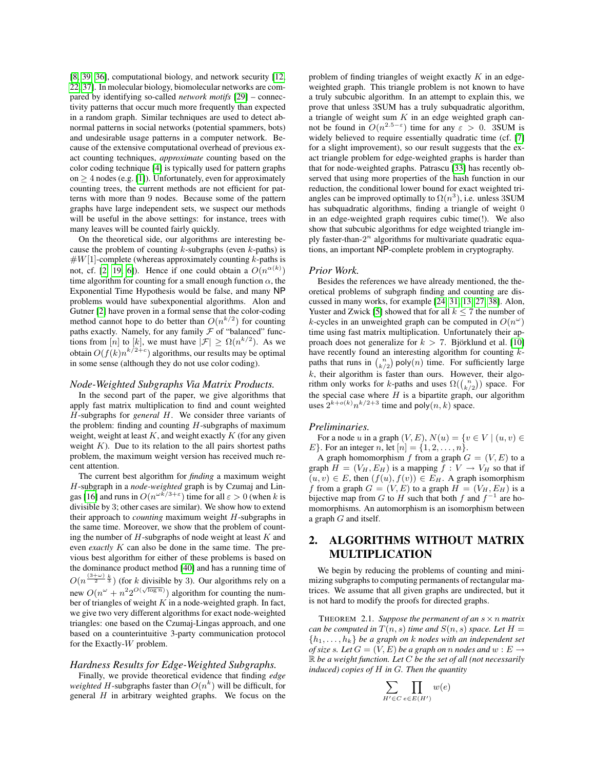[8, 39, 36], computational biology, and network security [12, 22, 37]. In molecular biology, biomolecular networks are compared by identifying so-called *network motifs* [29] – connectivity patterns that occur much more frequently than expected in a random graph. Similar techniques are used to detect abnormal patterns in social networks (potential spammers, bots) and undesirable usage patterns in a computer network. Because of the extensive computational overhead of previous exact counting techniques, *approximate* counting based on the color coding technique [4] is typically used for pattern graphs on $\geq 4$ nodes (e.g. [1]). Unfortunately, even for approximately counting trees, the current methods are not efficient for patterns with more than 9 nodes. Because some of the pattern graphs have large independent sets, we suspect our methods will be useful in the above settings: for instance, trees with many leaves will be counted fairly quickly.

On the theoretical side, our algorithms are interesting because the problem of counting $k$-subgraphs (even $k$-paths) is $\#W[1]$-complete (whereas approximately counting $k$-paths is not, cf. [2, 19, 6]). Hence if one could obtain a $O(n^{\alpha(k)})$ time algorithm for counting for a small enough function $\alpha$, the Exponential Time Hypothesis would be false, and many NP problems would have subexponential algorithms. Alon and Gutner [2] have proven in a formal sense that the color-coding method cannot hope to do better than $O(n^{k/2})$ for counting paths exactly. Namely, for any family $\mathcal{F}$ of "balanced" functions from $[n]$ to $[k]$, we must have $|\mathcal{F}| \geq \Omega(n^{k/2})$. As we obtain $O(f(k)n^{k/2+c})$ algorithms, our results may be optimal in some sense (although they do not use color coding).

### *Node-Weighted Subgraphs Via Matrix Products.*

In the second part of the paper, we give algorithms that apply fast matrix multiplication to find and count weighted $H$-subgraphs for *general* $H$. We consider three variants of the problem: finding and counting $H$-subgraphs of maximum weight, weight at least $K$, and weight exactly $K$ (for any given weight $K$). Due to its relation to the all pairs shortest paths problem, the maximum weight version has received much recent attention.

The current best algorithm for *finding* a maximum weight $H$-subgraph in a *node-weighted* graph is by Czumaj and Lingas [16] and runs in $O(n^{\omega k/3+\varepsilon})$ time for all $\varepsilon > 0$ (when $k$ is divisible by 3; other cases are similar). We show how to extend their approach to *counting* maximum weight $H$-subgraphs in the same time. Moreover, we show that the problem of counting the number of $H$-subgraphs of node weight at least $K$ and even *exactly* $K$ can also be done in the same time. The previous best algorithm for either of these problems is based on the dominance product method [40] and has a running time of $O(n^{\frac{(3+\omega)}{2}\frac{k}{3}})$ (for $k$ divisible by 3). Our algorithms rely on a new $O(n^{\omega} + n^2 2^{O(\sqrt{\log n})})$ algorithm for counting the number of triangles of weight $K$ in a node-weighted graph. In fact, we give two very different algorithms for exact node-weighted triangles: one based on the Czumaj-Lingas approach, and one based on a counterintuitive 3-party communication protocol for the Exactly-$W$ problem.

### *Hardness Results for Edge-Weighted Subgraphs.*

Finally, we provide theoretical evidence that finding *edge weighted* $H$-subgraphs faster than $O(n^k)$ will be difficult, for general $H$ in arbitrary weighted graphs. We focus on the problem of finding triangles of weight exactly $K$ in an edge-weighted graph. This triangle problem is not known to have a truly subcubic algorithm. In an attempt to explain this, we prove that unless 3SUM has a truly subquadratic algorithm, a triangle of weight sum $K$ in an edge weighted graph cannot be found in $O(n^{2.5-\varepsilon})$ time for any $\varepsilon > 0$. 3SUM is widely believed to require essentially quadratic time (cf. [7] for a slight improvement), so our result suggests that the exact triangle problem for edge-weighted graphs is harder than that for node-weighted graphs. Patrascu [33] has recently observed that using more properties of the hash function in our reduction, the conditional lower bound for exact weighted triangles can be improved optimally to $\Omega(n^3)$, i.e. unless 3SUM has subquadratic algorithms, finding a triangle of weight 0 in an edge-weighted graph requires cubic time(!). We also show that subcubic algorithms for edge weighted triangle imply faster-than-$2^n$ algorithms for multivariate quadratic equations, an important NP-complete problem in cryptography.

### *Prior Work.*

Besides the references we have already mentioned, the theoretical problems of subgraph finding and counting are discussed in many works, for example [24, 31, 13, 27, 38]. Alon, Yuster and Zwick [5] showed that for all $k \leq 7$ the number of $k$-cycles in an unweighted graph can be computed in $O(n^{\omega})$ time using fast matrix multiplication. Unfortunately their approach does not generalize for $k > 7$. Björklund et al. [10] have recently found an interesting algorithm for counting $k$-paths that runs in $\binom{n}{k/2}\,\mathsf{poly}(n)$ time. For sufficiently large $k$, their algorithm is faster than ours. However, their algorithm only works for $k$-paths and uses $\Omega(\binom{n}{k/2})$ space. For the special case where $H$ is a bipartite graph, our algorithm uses $2^{k+o(k)}n^{k/2+3}$ time and $\mathsf{poly}(n, k)$ space.

### *Preliminaries.*

For a node $u$ in a graph $(V, E)$, $N(u) = \{v \in V \mid (u, v) \in E\}$. For an integer $n$, let $[n] = \{1, 2, \ldots, n\}$.

A graph homomorphism $f$ from a graph $G = (V, E)$ to a graph $H = (V_H, E_H)$ is a mapping $f : V \to V_H$ so that if $(u, v) \in E$, then $(f(u), f(v)) \in E_H$. A graph isomorphism $f$ from a graph $G = (V, E)$ to a graph $H = (V_H, E_H)$ is a bijective map from $G$ to $H$ such that both $f$ and $f^{-1}$ are homomorphisms. An automorphism is an isomorphism between a graph $G$ and itself.

## 2. ALGORITHMS WITHOUT MATRIX MULTIPLICATION

We begin by reducing the problems of counting and minimizing subgraphs to computing permanents of rectangular matrices. We assume that all given graphs are undirected, but it is not hard to modify the proofs for directed graphs.

THEOREM 2.1. *Suppose the permanent of an $s \times n$ matrix can be computed in $T(n, s)$ time and $S(n, s)$ space. Let $H = \{h_1, \ldots, h_k\}$ be a graph on $k$ nodes with an independent set of size $s$. Let $G = (V, E)$ be a graph on $n$ nodes and $w : E \to \mathbb{R}$ be a weight function. Let $C$ be the set of all (not necessarily induced) copies of $H$ in $G$. Then the quantity*

$$\sum_{H' \in C} \prod_{e \in E(H')} w(e)$$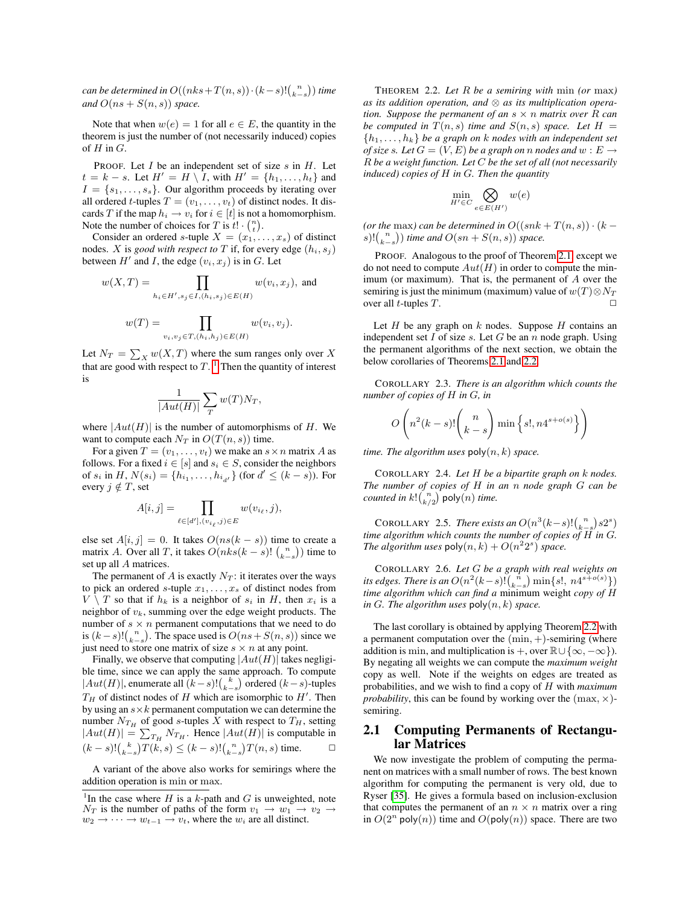*can be determined in $O((nks+T(n,s))\cdot(k-s)!\binom{n}{k-s})$ time and $O(ns+S(n,s))$ space.*

Note that when $w(e)=1$ for all $e\in E$, the quantity in the theorem is just the number of (not necessarily induced) copies of $H$ in $G$.

PROOF. Let $I$ be an independent set of size $s$ in $H$. Let $t=k-s$. Let $H'=H\setminus I$, with $H'=\{h_1,\ldots,h_t\}$ and $I=\{s_1,\ldots,s_s\}$. Our algorithm proceeds by iterating over all ordered $t$-tuples $T=(v_1,\ldots,v_t)$ of distinct nodes. It discards $T$ if the map $h_i\to v_i$ for $i\in[t]$ is not a homomorphism. Note the number of choices for $T$ is $t!\cdot\binom{n}{t}$.

Consider an ordered $s$-tuple $X=(x_1,\ldots,x_s)$ of distinct nodes. $X$ is *good with respect to* $T$ if, for every edge $(h_i,s_j)$ between $H'$ and $I$, the edge $(v_i,x_j)$ is in $G$. Let

$$w(X,T)=\prod_{h_i\in H',s_j\in I,(h_i,s_j)\in E(H)} w(v_i,x_j),\text{ and}$$

$$w(T)=\prod_{v_i,v_j\in T,(h_i,h_j)\in E(H)} w(v_i,v_j).$$

Let $N_T=\sum_X w(X,T)$ where the sum ranges only over $X$ that are good with respect to $T$. [1] Then the quantity of interest is

$$\frac{1}{|Aut(H)|}\sum_T w(T)N_T,$$

where $|Aut(H)|$ is the number of automorphisms of $H$. We want to compute each $N_T$ in $O(T(n,s))$ time.

For a given $T=(v_1,\ldots,v_t)$ we make an $s\times n$ matrix $A$ as follows. For a fixed $i\in[s]$ and $s_i\in S$, consider the neighbors of $s_i$ in $H$, $N(s_i)=\{h_{i_1},\ldots,h_{i_{d'}}\}$ (for $d'\le(k-s)$). For every $j\notin T$, set

$$A[i,j]=\prod_{\ell\in[d'],(v_{i_\ell},j)\in E} w(v_{i_\ell},j),$$

else set $A[i,j]=0$. It takes $O(ns(k-s))$ time to create a matrix $A$. Over all $T$, it takes $O(nks(k-s)!\binom{n}{k-s})$ time to set up all $A$ matrices.

The permanent of $A$ is exactly $N_T$: it iterates over the ways to pick an ordered $s$-tuple $x_1,\ldots,x_s$ of distinct nodes from $V\setminus T$ so that if $h_k$ is a neighbor of $s_i$ in $H$, then $x_i$ is a neighbor of $v_k$, summing over the edge weight products. The number of $s\times n$ permanent computations that we need to do is $(k-s)!\binom{n}{k-s}$. The space used is $O(ns+S(n,s))$ since we just need to store one matrix of size $s\times n$ at any point.

Finally, we observe that computing $|Aut(H)|$ takes negligible time, since we can apply the same approach. To compute $|Aut(H)|$, enumerate all $(k-s)!\binom{k}{k-s}$ ordered $(k-s)$-tuples $T_H$ of distinct nodes of $H$ which are isomorphic to $H'$. Then by using an $s\times k$ permanent computation we can determine the number $N_{T_H}$ of good $s$-tuples $X$ with respect to $T_H$, setting $|Aut(H)|=\sum_{T_H}N_{T_H}$. Hence $|Aut(H)|$ is computable in $(k-s)!\binom{k}{k-s}T(k,s)\le(k-s)!\binom{n}{k-s}T(n,s)$ time. $\Box$

A variant of the above also works for semirings where the addition operation is $\min$ or $\max$.

THEOREM 2.2. *Let $R$ be a semiring with $\min$ (or $\max$) as its addition operation, and $\otimes$ as its multiplication operation. Suppose the permanent of an $s\times n$ matrix over $R$ can be computed in $T(n,s)$ time and $S(n,s)$ space. Let $H=\{h_1,\ldots,h_k\}$ be a graph on $k$ nodes with an independent set of size $s$. Let $G=(V,E)$ be a graph on $n$ nodes and $w:E\to R$ be a weight function. Let $C$ be the set of all (not necessarily induced) copies of $H$ in $G$. Then the quantity*

$$\min_{H'\in C}\bigotimes_{e\in E(H')} w(e)$$

*(or the $\max$) can be determined in $O((snk+T(n,s))\cdot(k-s)!\binom{n}{k-s})$ time and $O(sn+S(n,s))$ space.*

PROOF. Analogous to the proof of Theorem 2.1, except we do not need to compute $Aut(H)$ in order to compute the minimum (or maximum). That is, the permanent of $A$ over the semiring is just the minimum (maximum) value of $w(T)\otimes N_T$ over all $t$-tuples $T$. $\Box$

Let $H$ be any graph on $k$ nodes. Suppose $H$ contains an independent set $I$ of size $s$. Let $G$ be an $n$ node graph. Using the permanent algorithms of the next section, we obtain the below corollaries of Theorems 2.1 and 2.2.

COROLLARY 2.3. *There is an algorithm which counts the number of copies of $H$ in $G$, in*

$$O\left(n^2(k-s)!\binom{n}{k-s}\min\left\{s!,n4^{s+o(s)}\right\}\right)$$

*time. The algorithm uses $\mathsf{poly}(n,k)$ space.*

COROLLARY 2.4. *Let $H$ be a bipartite graph on $k$ nodes. The number of copies of $H$ in an $n$ node graph $G$ can be counted in $k!\binom{n}{k/2}\,\mathsf{poly}(n)$ time.*

COROLLARY 2.5. *There exists an $O(n^3(k-s)!\binom{n}{k-s}s2^s)$ time algorithm which counts the number of copies of $H$ in $G$. The algorithm uses $\mathsf{poly}(n,k)+O(n^22^s)$ space.*

COROLLARY 2.6. *Let $G$ be a graph with real weights on its edges. There is an $O(n^2(k-s)!\binom{n}{k-s}\min\{s!,\ n4^{s+o(s)}\})$ time algorithm which can find a* minimum weight *copy of $H$ in $G$. The algorithm uses $\mathsf{poly}(n,k)$ space.*

The last corollary is obtained by applying Theorem 2.2 with a permanent computation over the $(\min,+)$-semiring (where addition is $\min$, and multiplication is $+$, over $\mathbb{R}\cup\{\infty,-\infty\}$). By negating all weights we can compute the *maximum weight* copy as well. Note if the weights on edges are treated as probabilities, and we wish to find a copy of $H$ with *maximum probability*, this can be found by working over the $(\max,\times)$-semiring.

## 2.1 Computing Permanents of Rectangular Matrices

We now investigate the problem of computing the permanent on matrices with a small number of rows. The best known algorithm for computing the permanent is very old, due to Ryser [35]. He gives a formula based on inclusion-exclusion that computes the permanent of an $n\times n$ matrix over a ring in $O(2^n\,\mathsf{poly}(n))$ time and $O(\mathsf{poly}(n))$ space. There are two

[1] In the case where $H$ is a $k$-path and $G$ is unweighted, note $N_T$ is the number of paths of the form $v_1\to w_1\to v_2\to w_2\to\cdots\to w_{t-1}\to v_t$, where the $w_i$ are all distinct.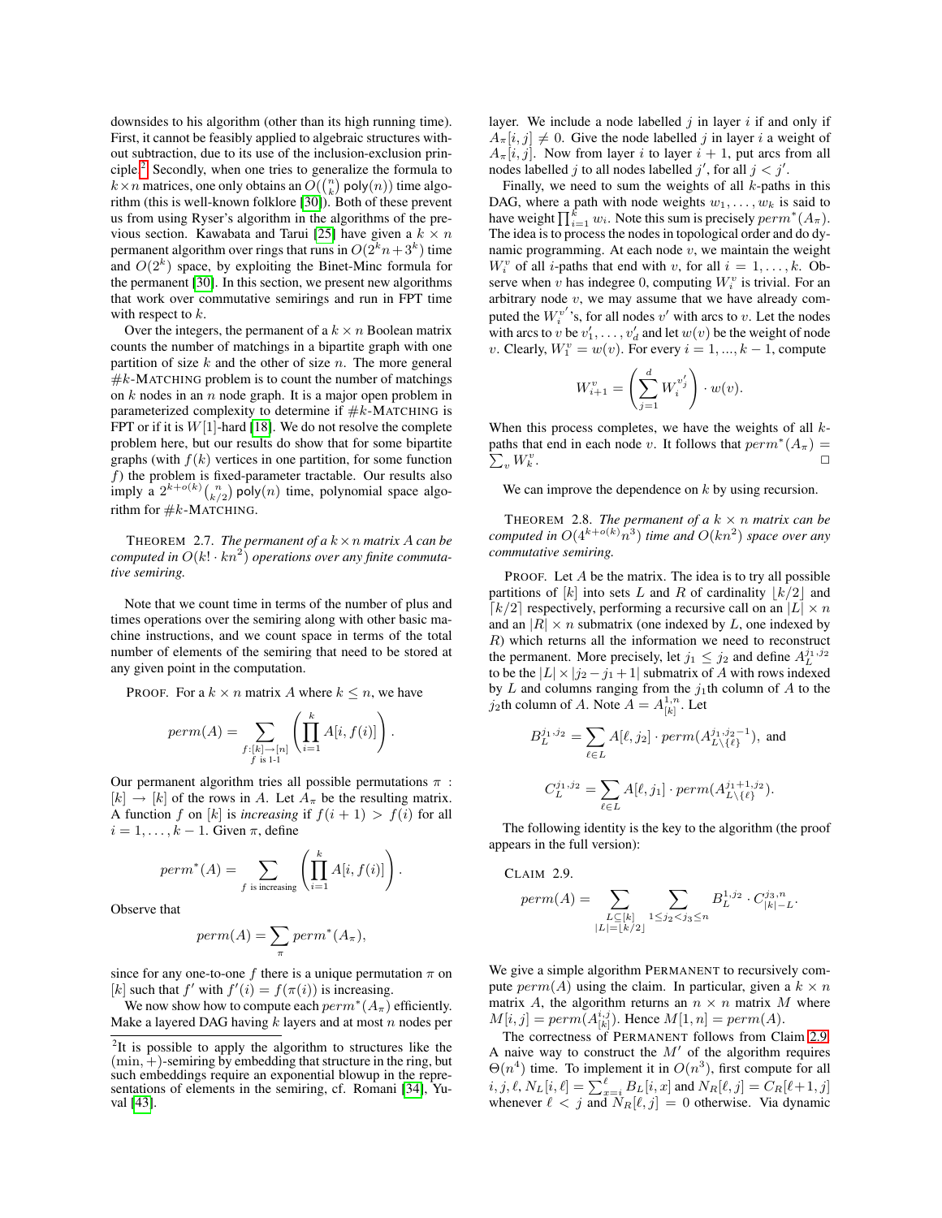downsides to his algorithm (other than its high running time). First, it cannot be feasibly applied to algebraic structures without subtraction, due to its use of the inclusion-exclusion principle.[2] Secondly, when one tries to generalize the formula to $k \times n$ matrices, one only obtains an $O(\binom{n}{k}\,\mathsf{poly}(n))$ time algorithm (this is well-known folklore [30]). Both of these prevent us from using Ryser's algorithm in the algorithms of the previous section. Kawabata and Tarui [25] have given a $k \times n$ permanent algorithm over rings that runs in $O(2^k n + 3^k)$ time and $O(2^k)$ space, by exploiting the Binet-Minc formula for the permanent [30]. In this section, we present new algorithms that work over commutative semirings and run in FPT time with respect to $k$.

Over the integers, the permanent of a $k \times n$ Boolean matrix counts the number of matchings in a bipartite graph with one partition of size $k$ and the other of size $n$. The more general $\#k$-MATCHING problem is to count the number of matchings on $k$ nodes in an $n$ node graph. It is a major open problem in parameterized complexity to determine if $\#k$-MATCHING is FPT or if it is $W[1]$-hard [18]. We do not resolve the complete problem here, but our results do show that for some bipartite graphs (with $f(k)$ vertices in one partition, for some function $f$) the problem is fixed-parameter tractable. Our results also imply a $2^{k+o(k)}\binom{n}{k/2}\,\mathsf{poly}(n)$ time, polynomial space algorithm for $\#k$-MATCHING.

THEOREM 2.7. *The permanent of a $k \times n$ matrix $A$ can be computed in $O(k! \cdot kn^2)$ operations over any finite commutative semiring.*

Note that we count time in terms of the number of plus and times operations over the semiring along with other basic machine instructions, and we count space in terms of the total number of elements of the semiring that need to be stored at any given point in the computation.

PROOF. For a $k \times n$ matrix $A$ where $k \leq n$, we have

$$perm(A) = \sum_{\substack{f:[k]\to[n] \\ f \text{ is 1-1}}} \left( \prod_{i=1}^{k} A[i, f(i)] \right).$$

Our permanent algorithm tries all possible permutations $\pi : [k] \to [k]$ of the rows in $A$. Let $A_\pi$ be the resulting matrix. A function $f$ on $[k]$ is *increasing* if $f(i+1) > f(i)$ for all $i = 1, \ldots, k-1$. Given $\pi$, define

$$perm^*(A) = \sum_{f \text{ is increasing}} \left( \prod_{i=1}^{k} A[i, f(i)] \right).$$

Observe that

$$perm(A) = \sum_{\pi} perm^*(A_\pi),$$

since for any one-to-one $f$ there is a unique permutation $\pi$ on $[k]$ such that $f'$ with $f'(i) = f(\pi(i))$ is increasing.

We now show how to compute each $perm^*(A_\pi)$ efficiently. Make a layered DAG having $k$ layers and at most $n$ nodes per layer. We include a node labelled $j$ in layer $i$ if and only if $A_\pi[i,j] \neq 0$. Give the node labelled $j$ in layer $i$ a weight of $A_\pi[i,j]$. Now from layer $i$ to layer $i+1$, put arcs from all nodes labelled $j$ to all nodes labelled $j'$, for all $j < j'$.

Finally, we need to sum the weights of all $k$-paths in this DAG, where a path with node weights $w_1, \ldots, w_k$ is said to have weight $\prod_{i=1}^{k} w_i$. Note this sum is precisely $perm^*(A_\pi)$. The idea is to process the nodes in topological order and do dynamic programming. At each node $v$, we maintain the weight $W_i^v$ of all $i$-paths that end with $v$, for all $i = 1, \ldots, k$. Observe when $v$ has indegree 0, computing $W_i^v$ is trivial. For an arbitrary node $v$, we may assume that we have already computed the $W_i^{v'}$'s, for all nodes $v'$ with arcs to $v$. Let the nodes with arcs to $v$ be $v'_1, \ldots, v'_d$ and let $w(v)$ be the weight of node $v$. Clearly, $W_1^v = w(v)$. For every $i = 1, ..., k-1$, compute

$$W_{i+1}^v = \left( \sum_{j=1}^{d} W_i^{v'_j} \right) \cdot w(v).$$

When this process completes, we have the weights of all $k$-paths that end in each node $v$. It follows that $perm^*(A_\pi) = \sum_v W_k^v$. □

We can improve the dependence on $k$ by using recursion.

THEOREM 2.8. *The permanent of a $k \times n$ matrix can be computed in $O(4^{k+o(k)} n^3)$ time and $O(kn^2)$ space over any commutative semiring.*

PROOF. Let $A$ be the matrix. The idea is to try all possible partitions of $[k]$ into sets $L$ and $R$ of cardinality $\lfloor k/2 \rfloor$ and $\lceil k/2 \rceil$ respectively, performing a recursive call on an $|L| \times n$ and an $|R| \times n$ submatrix (one indexed by $L$, one indexed by $R$) which returns all the information we need to reconstruct the permanent. More precisely, let $j_1 \leq j_2$ and define $A_L^{j_1,j_2}$ to be the $|L| \times |j_2 - j_1 + 1|$ submatrix of $A$ with rows indexed by $L$ and columns ranging from the $j_1$th column of $A$ to the $j_2$th column of $A$. Note $A = A_{[k]}^{1,n}$. Let

$$B_L^{j_1,j_2} = \sum_{\ell \in L} A[\ell, j_2] \cdot perm(A_{L\setminus\{\ell\}}^{j_1,j_2-1}), \text{ and}$$

$$C_L^{j_1,j_2} = \sum_{\ell \in L} A[\ell, j_1] \cdot perm(A_{L\setminus\{\ell\}}^{j_1+1,j_2}).$$

The following identity is the key to the algorithm (the proof appears in the full version):

CLAIM 2.9.

$$perm(A) = \sum_{\substack{L \subseteq [k] \\ |L| = \lfloor k/2 \rfloor}} \sum_{1 \leq j_2 < j_3 \leq n} B_L^{1,j_2} \cdot C_{[k]-L}^{j_3,n}.$$

We give a simple algorithm PERMANENT to recursively compute $perm(A)$ using the claim. In particular, given a $k \times n$ matrix $A$, the algorithm returns an $n \times n$ matrix $M$ where $M[i,j] = perm(A_{[k]}^{i,j})$. Hence $M[1,n] = perm(A)$.

The correctness of PERMANENT follows from Claim 2.9. A naive way to construct the $M'$ of the algorithm requires $\Theta(n^4)$ time. To implement it in $O(n^3)$, first compute for all $i, j, \ell$, $N_L[i,\ell] = \sum_{x=i}^{\ell} B_L[i,x]$ and $N_R[\ell,j] = C_R[\ell+1,j]$ whenever $\ell < j$ and $N_R[\ell,j] = 0$ otherwise. Via dynamic

---

[2] It is possible to apply the algorithm to structures like the $(\min,+)$-semiring by embedding that structure in the ring, but such embeddings require an exponential blowup in the representations of elements in the semiring, cf. Romani [34], Yuval [43].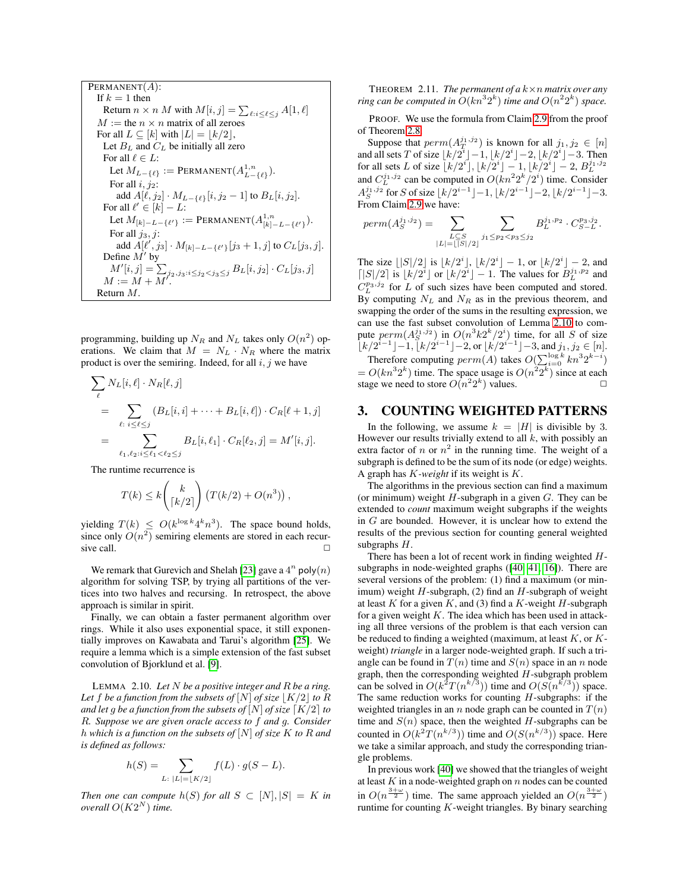```
PERMANENT(A):
  If k = 1 then
    Return n × n M with M[i, j] = Σ_{ℓ:i≤ℓ≤j} A[1, ℓ]
  M := the n × n matrix of all zeroes
  For all L ⊆ [k] with |L| = ⌊k/2⌋,
    Let B_L and C_L be initially all zero
    For all ℓ ∈ L:
      Let M_{L−{ℓ}} := PERMANENT(A^{1,n}_{L−{ℓ}}).
      For all i, j_2:
        add A[ℓ, j_2] · M_{L−{ℓ}}[i, j_2 − 1] to B_L[i, j_2].
    For all ℓ' ∈ [k] − L:
      Let M_{[k]−L−{ℓ'}} := PERMANENT(A^{1,n}_{[k]−L−{ℓ'}}).
      For all j_3, j:
        add A[ℓ', j_3] · M_{[k]−L−{ℓ'}}[j_3 + 1, j] to C_L[j_3, j].
    Define M' by
      M'[i, j] = Σ_{j_2,j_3:i≤j_2<j_3≤j} B_L[i, j_2] · C_L[j_3, j]
    M := M + M'.
  Return M.
```

programming, building up $N_R$ and $N_L$ takes only $O(n^2)$ operations. We claim that $M = N_L \cdot N_R$ where the matrix product is over the semiring. Indeed, for all $i, j$ we have

$$\sum_{\ell} N_L[i,\ell] \cdot N_R[\ell, j]$$
$$= \sum_{\ell:\ i \leq \ell \leq j} (B_L[i,i] + \cdots + B_L[i,\ell]) \cdot C_R[\ell+1, j]$$
$$= \sum_{\ell_1,\ell_2: i \leq \ell_1 < \ell_2 \leq j} B_L[i,\ell_1] \cdot C_R[\ell_2, j] = M'[i,j].$$

The runtime recurrence is

$$T(k) \leq k \binom{k}{\lceil k/2 \rceil} \left(T(k/2) + O(n^3)\right),$$

yielding $T(k) \leq O(k^{\log k} 4^k n^3)$. The space bound holds, since only $O(n^2)$ semiring elements are stored in each recursive call. □

We remark that Gurevich and Shelah [23] gave a $4^n\,\mathsf{poly}(n)$ algorithm for solving TSP, by trying all partitions of the vertices into two halves and recursing. In retrospect, the above approach is similar in spirit.

Finally, we can obtain a faster permanent algorithm over rings. While it also uses exponential space, it still exponentially improves on Kawabata and Tarui's algorithm [25]. We require a lemma which is a simple extension of the fast subset convolution of Bjorklund et al. [9].

LEMMA 2.10. *Let $N$ be a positive integer and $R$ be a ring. Let $f$ be a function from the subsets of $[N]$ of size $\lfloor K/2 \rfloor$ to $R$ and let $g$ be a function from the subsets of $[N]$ of size $\lceil K/2 \rceil$ to $R$. Suppose we are given oracle access to $f$ and $g$. Consider $h$ which is a function on the subsets of $[N]$ of size $K$ to $R$ and is defined as follows:*

$$h(S) = \sum_{L:\ |L| = \lfloor K/2 \rfloor} f(L) \cdot g(S - L).$$

*Then one can compute $h(S)$ for all $S \subset [N], |S| = K$ in overall $O(K2^N)$ time.*

THEOREM 2.11. *The permanent of a $k \times n$ matrix over any ring can be computed in $O(kn^3 2^k)$ time and $O(n^2 2^k)$ space.*

PROOF. We use the formula from Claim 2.9 from the proof of Theorem 2.8.

Suppose that $perm(A_T^{j_1,j_2})$ is known for all $j_1, j_2 \in [n]$ and all sets $T$ of size $\lfloor k/2^i \rfloor - 1, \lfloor k/2^i \rfloor - 2, \lfloor k/2^i \rfloor - 3$. Then for all sets $L$ of size $\lfloor k/2^i \rfloor, \lfloor k/2^i \rfloor - 1, \lfloor k/2^i \rfloor - 2$, $B_L^{j_1,j_2}$ and $C_L^{j_1,j_2}$ can be computed in $O(kn^2 2^k/2^i)$ time. Consider $A_S^{j_1,j_2}$ for $S$ of size $\lfloor k/2^{i-1} \rfloor - 1, \lfloor k/2^{i-1} \rfloor - 2, \lfloor k/2^{i-1} \rfloor - 3$. From Claim 2.9 we have:

$$perm(A_S^{j_1,j_2}) = \sum_{\substack{L \subseteq S \\ |L| = \lfloor |S|/2 \rfloor}} \sum_{j_1 \leq p_2 < p_3 \leq j_2} B_L^{j_1,p_2} \cdot C_{S-L}^{p_3,j_2}.$$

The size $\lfloor |S|/2 \rfloor$ is $\lfloor k/2^i \rfloor$, $\lfloor k/2^i \rfloor - 1$, or $\lfloor k/2^i \rfloor - 2$, and $\lceil |S|/2 \rceil$ is $\lfloor k/2^i \rfloor$ or $\lfloor k/2^i \rfloor - 1$. The values for $B_L^{j_1,p_2}$ and $C_L^{p_3,j_2}$ for $L$ of such sizes have been computed and stored. By computing $N_L$ and $N_R$ as in the previous theorem, and swapping the order of the sums in the resulting expression, we can use the fast subset convolution of Lemma 2.10 to compute $perm(A_S^{j_1,j_2})$ in $O(n^3 k 2^k/2^i)$ time, for all $S$ of size $\lfloor k/2^{i-1} \rfloor - 1, \lfloor k/2^{i-1} \rfloor - 2$, or $\lfloor k/2^{i-1} \rfloor - 3$, and $j_1, j_2 \in [n]$.

Therefore computing $perm(A)$ takes $O(\sum_{i=0}^{\log k} kn^3 2^{k-i}) = O(kn^3 2^k)$ time. The space usage is $O(n^2 2^k)$ since at each stage we need to store $O(n^2 2^k)$ values. □

## 3. COUNTING WEIGHTED PATTERNS

In the following, we assume $k = |H|$ is divisible by 3. However our results trivially extend to all $k$, with possibly an extra factor of $n$ or $n^2$ in the running time. The weight of a subgraph is defined to be the sum of its node (or edge) weights. A graph has $K$-*weight* if its weight is $K$.

The algorithms in the previous section can find a maximum (or minimum) weight $H$-subgraph in a given $G$. They can be extended to *count* maximum weight subgraphs if the weights in $G$ are bounded. However, it is unclear how to extend the results of the previous section for counting general weighted subgraphs $H$.

There has been a lot of recent work in finding weighted $H$-subgraphs in node-weighted graphs ([40, 41, 16]). There are several versions of the problem: (1) find a maximum (or minimum) weight $H$-subgraph, (2) find an $H$-subgraph of weight at least $K$ for a given $K$, and (3) find a $K$-weight $H$-subgraph for a given weight $K$. The idea which has been used in attacking all three versions of the problem is that each version can be reduced to finding a weighted (maximum, at least $K$, or $K$-weight) *triangle* in a larger node-weighted graph. If such a triangle can be found in $T(n)$ time and $S(n)$ space in an $n$ node graph, then the corresponding weighted $H$-subgraph problem can be solved in $O(k^2 T(n^{k/3}))$ time and $O(S(n^{k/3}))$ space. The same reduction works for counting $H$-subgraphs: if the weighted triangles in an $n$ node graph can be counted in $T(n)$ time and $S(n)$ space, then the weighted $H$-subgraphs can be counted in $O(k^2 T(n^{k/3}))$ time and $O(S(n^{k/3}))$ space. Here we take a similar approach, and study the corresponding triangle problems.

In previous work [40] we showed that the triangles of weight at least $K$ in a node-weighted graph on $n$ nodes can be counted in $O(n^{\frac{3+\omega}{2}})$ time. The same approach yielded an $O(n^{\frac{3+\omega}{2}})$ runtime for counting $K$-weight triangles. By binary searching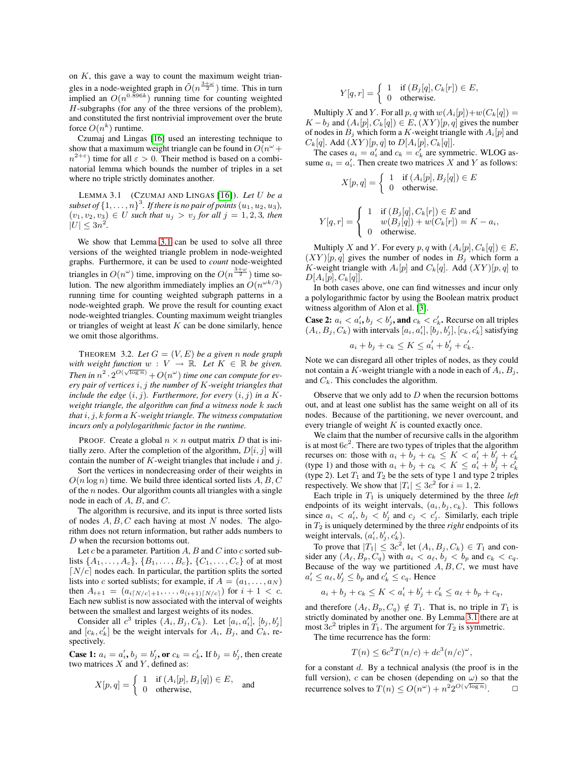on $K$, this gave a way to count the maximum weight triangles in a node-weighted graph in $\tilde{O}(n^{\frac{3+\omega}{2}})$ time. This in turn implied an $O(n^{0.896k})$ running time for counting weighted $H$-subgraphs (for any of the three versions of the problem), and constituted the first nontrivial improvement over the brute force $O(n^k)$ runtime.

Czumaj and Lingas [16] used an interesting technique to show that a maximum weight triangle can be found in $O(n^\omega + n^{2+\varepsilon})$ time for all $\varepsilon > 0$. Their method is based on a combinatorial lemma which bounds the number of triples in a set where no triple strictly dominates another.

LEMMA 3.1 (CZUMAJ AND LINGAS [16]). *Let $U$ be a subset of $\{1, \ldots, n\}^3$. If there is no pair of points $(u_1, u_2, u_3)$, $(v_1, v_2, v_3) \in U$ such that $u_j > v_j$ for all $j = 1, 2, 3$, then $|U| \leq 3n^2$.*

We show that Lemma 3.1 can be used to solve all three versions of the weighted triangle problem in node-weighted graphs. Furthermore, it can be used to *count* node-weighted triangles in $O(n^\omega)$ time, improving on the $O(n^{\frac{3+\omega}{2}})$ time solution. The new algorithm immediately implies an $O(n^{\omega k/3})$ running time for counting weighted subgraph patterns in a node-weighted graph. We prove the result for counting exact node-weighted triangles. Counting maximum weight triangles or triangles of weight at least $K$ can be done similarly, hence we omit those algorithms.

THEOREM 3.2. *Let $G = (V, E)$ be a given $n$ node graph with weight function $w : V \to \mathbb{R}$. Let $K \in \mathbb{R}$ be given. Then in $n^2 \cdot 2^{O(\sqrt{\log n})} + O(n^\omega)$ time one can compute for every pair of vertices $i, j$ the number of $K$-weight triangles that include the edge $(i, j)$. Furthermore, for every $(i, j)$ in a $K$-weight triangle, the algorithm can find a witness node $k$ such that $i, j, k$ form a $K$-weight triangle. The witness computation incurs only a polylogarithmic factor in the runtime.*

PROOF. Create a global $n \times n$ output matrix $D$ that is initially zero. After the completion of the algorithm, $D[i, j]$ will contain the number of $K$-weight triangles that include $i$ and $j$.

Sort the vertices in nondecreasing order of their weights in $O(n \log n)$ time. We build three identical sorted lists $A, B, C$ of the $n$ nodes. Our algorithm counts all triangles with a single node in each of $A$, $B$, and $C$.

The algorithm is recursive, and its input is three sorted lists of nodes $A, B, C$ each having at most $N$ nodes. The algorithm does not return information, but rather adds numbers to $D$ when the recursion bottoms out.

Let $c$ be a parameter. Partition $A$, $B$ and $C$ into $c$ sorted sublists $\{A_1, \ldots, A_c\}$, $\{B_1, \ldots, B_c\}$, $\{C_1, \ldots, C_c\}$ of at most $\lceil N/c \rceil$ nodes each. In particular, the partition splits the sorted lists into $c$ sorted sublists; for example, if $A = (a_1, \ldots, a_N)$ then $A_{i+1} = (a_{i\lceil N/c \rceil + 1}, \ldots, a_{(i+1)\lceil N/c \rceil})$ for $i + 1 < c$. Each new sublist is now associated with the interval of weights between the smallest and largest weights of its nodes.

Consider all $c^3$ triples $(A_i, B_j, C_k)$. Let $[a_i, a'_i]$, $[b_j, b'_j]$ and $[c_k, c'_k]$ be the weight intervals for $A_i$, $B_j$, and $C_k$, respectively.

**Case 1: $a_i = a'_i$, $b_j = b'_j$, or $c_k = c'_k$.** If $b_j = b'_j$, then create two matrices $X$ and $Y$, defined as:

$$X[p, q] = \begin{cases} 1 & \text{if } (A_i[p], B_j[q]) \in E, \\ 0 & \text{otherwise,} \end{cases} \quad \text{and}$$

$$Y[q, r] = \begin{cases} 1 & \text{if } (B_j[q], C_k[r]) \in E, \\ 0 & \text{otherwise.} \end{cases}$$

Multiply $X$ and $Y$. For all $p, q$ with $w(A_i[p]) + w(C_k[q]) = K - b_j$ and $(A_i[p], C_k[q]) \in E$, $(XY)[p, q]$ gives the number of nodes in $B_j$ which form a $K$-weight triangle with $A_i[p]$ and $C_k[q]$. Add $(XY)[p, q]$ to $D[A_i[p], C_k[q]]$.

The cases $a_i = a'_i$ and $c_k = c'_k$ are symmetric. WLOG assume $a_i = a'_i$. Then create two matrices $X$ and $Y$ as follows:

$$X[p, q] = \begin{cases} 1 & \text{if } (A_i[p], B_j[q]) \in E \\ 0 & \text{otherwise.} \end{cases}$$

$$Y[q, r] = \begin{cases} 1 & \text{if } (B_j[q], C_k[r]) \in E \text{ and} \\ & w(B_j[q]) + w(C_k[r]) = K - a_i, \\ 0 & \text{otherwise.} \end{cases}$$

Multiply $X$ and $Y$. For every $p, q$ with $(A_i[p], C_k[q]) \in E$, $(XY)[p, q]$ gives the number of nodes in $B_j$ which form a $K$-weight triangle with $A_i[p]$ and $C_k[q]$. Add $(XY)[p, q]$ to $D[A_i[p], C_k[q]]$.

In both cases above, one can find witnesses and incur only a polylogarithmic factor by using the Boolean matrix product witness algorithm of Alon et al. [3].

**Case 2: $a_i < a'_i$, $b_j < b'_j$, and $c_k < c'_k$.** Recurse on all triples $(A_i, B_j, C_k)$ with intervals $[a_i, a'_i]$, $[b_j, b'_j]$, $[c_k, c'_k]$ satisfying

$$a_i + b_j + c_k \leq K \leq a'_i + b'_j + c'_k.$$

Note we can disregard all other triples of nodes, as they could not contain a $K$-weight triangle with a node in each of $A_i$, $B_j$, and $C_k$. This concludes the algorithm.

Observe that we only add to $D$ when the recursion bottoms out, and at least one sublist has the same weight on all of its nodes. Because of the partitioning, we never overcount, and every triangle of weight $K$ is counted exactly once.

We claim that the number of recursive calls in the algorithm is at most $6c^2$. There are two types of triples that the algorithm recurses on: those with $a_i + b_j + c_k \leq K < a'_i + b'_j + c'_k$ (type 1) and those with $a_i + b_j + c_k < K \leq a'_i + b'_j + c'_k$ (type 2). Let $T_1$ and $T_2$ be the sets of type 1 and type 2 triples respectively. We show that $|T_i| \leq 3c^2$ for $i = 1, 2$.

Each triple in $T_1$ is uniquely determined by the three *left* endpoints of its weight intervals, $(a_i, b_j, c_k)$. This follows since $a_i < a'_i$, $b_j < b'_j$ and $c_j < c'_j$. Similarly, each triple in $T_2$ is uniquely determined by the three *right* endpoints of its weight intervals, $(a'_i, b'_j, c'_k)$.

To prove that $|T_1| \leq 3c^2$, let $(A_i, B_j, C_k) \in T_1$ and consider any $(A_\ell, B_p, C_q)$ with $a_i < a_\ell$, $b_j < b_p$ and $c_k < c_q$. Because of the way we partitioned $A, B, C$, we must have $a'_i \leq a_\ell$, $b'_j \leq b_p$ and $c'_k \leq c_q$. Hence

$$a_i + b_j + c_k \leq K < a'_i + b'_j + c'_k \leq a_\ell + b_p + c_q,$$

and therefore $(A_\ell, B_p, C_q) \notin T_1$. That is, no triple in $T_1$ is strictly dominated by another one. By Lemma 3.1 there are at most $3c^2$ triples in $T_1$. The argument for $T_2$ is symmetric.

The time recurrence has the form:

$$T(n) \leq 6c^2 T(n/c) + dc^3 (n/c)^\omega,$$

for a constant $d$. By a technical analysis (the proof is in the full version), $c$ can be chosen (depending on $\omega$) so that the recurrence solves to $T(n) \leq O(n^\omega) + n^2 2^{O(\sqrt{\log n})}$. $\square$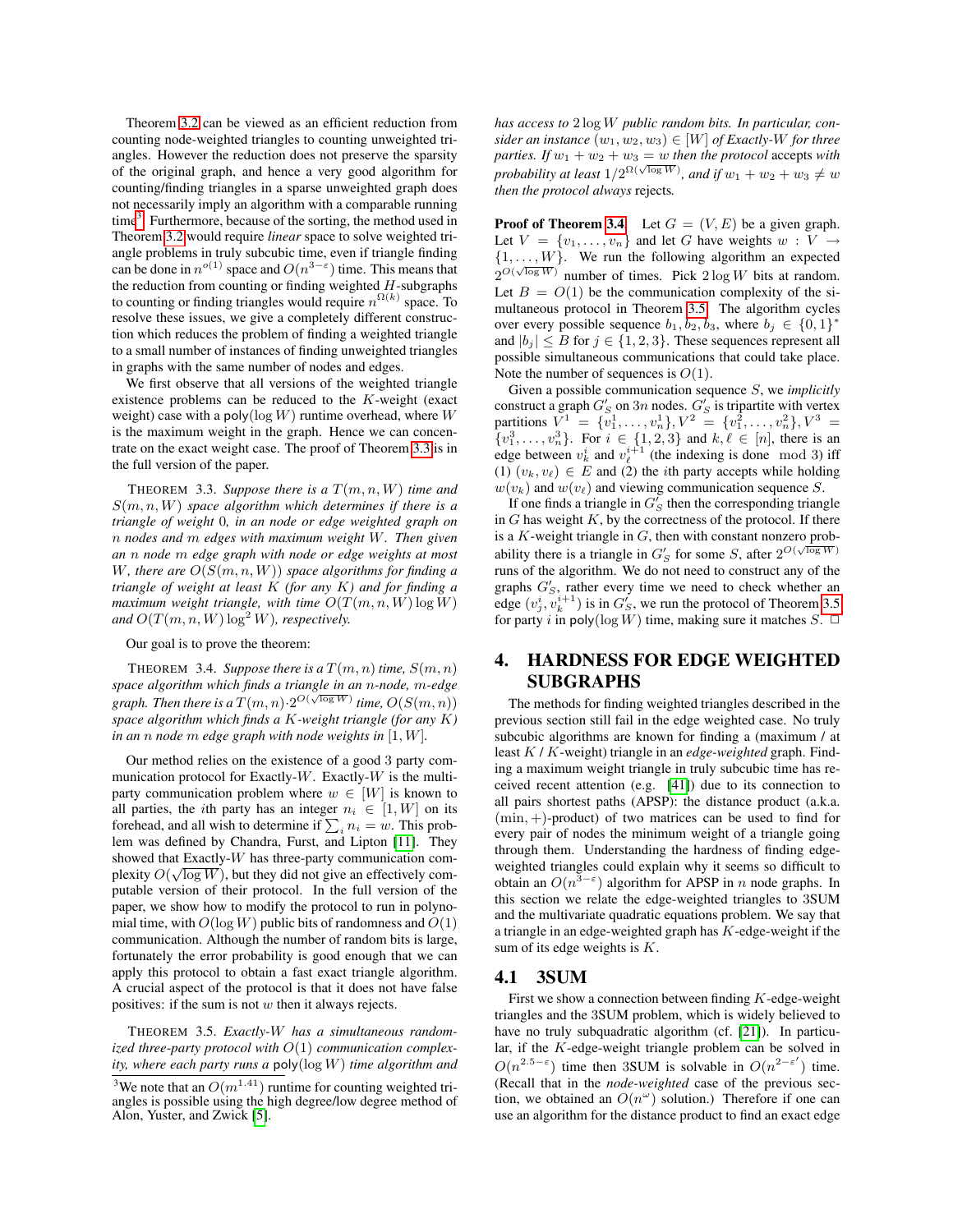Theorem 3.2 can be viewed as an efficient reduction from counting node-weighted triangles to counting unweighted triangles. However the reduction does not preserve the sparsity of the original graph, and hence a very good algorithm for counting/finding triangles in a sparse unweighted graph does not necessarily imply an algorithm with a comparable running time[3]. Furthermore, because of the sorting, the method used in Theorem 3.2 would require *linear* space to solve weighted triangle problems in truly subcubic time, even if triangle finding can be done in $n^{o(1)}$ space and $O(n^{3-\varepsilon})$ time. This means that the reduction from counting or finding weighted $H$-subgraphs to counting or finding triangles would require $n^{\Omega(k)}$ space. To resolve these issues, we give a completely different construction which reduces the problem of finding a weighted triangle to a small number of instances of finding unweighted triangles in graphs with the same number of nodes and edges.

We first observe that all versions of the weighted triangle existence problems can be reduced to the $K$-weight (exact weight) case with a $\mathsf{poly}(\log W)$ runtime overhead, where $W$ is the maximum weight in the graph. Hence we can concentrate on the exact weight case. The proof of Theorem 3.3 is in the full version of the paper.

THEOREM 3.3. *Suppose there is a $T(m, n, W)$ time and $S(m, n, W)$ space algorithm which determines if there is a triangle of weight 0, in an node or edge weighted graph on $n$ nodes and $m$ edges with maximum weight $W$. Then given an $n$ node $m$ edge graph with node or edge weights at most $W$, there are $O(S(m, n, W))$ space algorithms for finding a triangle of weight at least $K$ (for any $K$) and for finding a maximum weight triangle, with time $O(T(m, n, W) \log W)$ and $O(T(m, n, W) \log^2 W)$, respectively.*

Our goal is to prove the theorem:

THEOREM 3.4. *Suppose there is a $T(m, n)$ time, $S(m, n)$ space algorithm which finds a triangle in an $n$-node, $m$-edge graph. Then there is a $T(m, n) \cdot 2^{O(\sqrt{\log W})}$ time, $O(S(m, n))$ space algorithm which finds a $K$-weight triangle (for any $K$) in an $n$ node $m$ edge graph with node weights in $[1, W]$.*

Our method relies on the existence of a good 3 party communication protocol for Exactly-$W$. Exactly-$W$ is the multiparty communication problem where $w \in [W]$ is known to all parties, the $i$th party has an integer $n_i \in [1, W]$ on its forehead, and all wish to determine if $\sum_i n_i = w$. This problem was defined by Chandra, Furst, and Lipton [11]. They showed that Exactly-$W$ has three-party communication complexity $O(\sqrt{\log W})$, but they did not give an effectively computable version of their protocol. In the full version of the paper, we show how to modify the protocol to run in polynomial time, with $O(\log W)$ public bits of randomness and $O(1)$ communication. Although the number of random bits is large, fortunately the error probability is good enough that we can apply this protocol to obtain a fast exact triangle algorithm. A crucial aspect of the protocol is that it does not have false positives: if the sum is not $w$ then it always rejects.

THEOREM 3.5. *Exactly-$W$ has a simultaneous randomized three-party protocol with $O(1)$ communication complexity, where each party runs a $\mathsf{poly}(\log W)$ time algorithm and has access to $2 \log W$ public random bits. In particular, consider an instance $(w_1, w_2, w_3) \in [W]$ of Exactly-$W$ for three parties. If $w_1 + w_2 + w_3 = w$ then the protocol accepts with probability at least $1/2^{\Omega(\sqrt{\log W})}$, and if $w_1 + w_2 + w_3 \neq w$ then the protocol always rejects.*

**Proof of Theorem 3.4** Let $G = (V, E)$ be a given graph. Let $V = \{v_1, \ldots, v_n\}$ and let $G$ have weights $w : V \to \{1, \ldots, W\}$. We run the following algorithm an expected $2^{O(\sqrt{\log W})}$ number of times. Pick $2 \log W$ bits at random. Let $B = O(1)$ be the communication complexity of the simultaneous protocol in Theorem 3.5. The algorithm cycles over every possible sequence $b_1, b_2, b_3$, where $b_j \in \{0, 1\}^*$ and $|b_j| \leq B$ for $j \in \{1, 2, 3\}$. These sequences represent all possible simultaneous communications that could take place. Note the number of sequences is $O(1)$.

Given a possible communication sequence $S$, we *implicitly* construct a graph $G'_S$ on $3n$ nodes. $G'_S$ is tripartite with vertex partitions $V^1 = \{v_1^1, \ldots, v_n^1\}, V^2 = \{v_1^2, \ldots, v_n^2\}, V^3 = \{v_1^3, \ldots, v_n^3\}$. For $i \in \{1, 2, 3\}$ and $k, \ell \in [n]$, there is an edge between $v_k^i$ and $v_\ell^{i+1}$ (the indexing is done $\mod 3$) iff (1) $(v_k, v_\ell) \in E$ and (2) the $i$th party accepts while holding $w(v_k)$ and $w(v_\ell)$ and viewing communication sequence $S$.

If one finds a triangle in $G'_S$ then the corresponding triangle in $G$ has weight $K$, by the correctness of the protocol. If there is a $K$-weight triangle in $G$, then with constant nonzero probability there is a triangle in $G'_S$ for some $S$, after $2^{O(\sqrt{\log W})}$ runs of the algorithm. We do not need to construct any of the graphs $G'_S$, rather every time we need to check whether an edge $(v_j^i, v_k^{i+1})$ is in $G'_S$, we run the protocol of Theorem 3.5 for party $i$ in $\mathsf{poly}(\log W)$ time, making sure it matches $S$. $\square$

# 4. HARDNESS FOR EDGE WEIGHTED SUBGRAPHS

The methods for finding weighted triangles described in the previous section still fail in the edge weighted case. No truly subcubic algorithms are known for finding a (maximum / at least $K$ / $K$-weight) triangle in an *edge-weighted* graph. Finding a maximum weight triangle in truly subcubic time has received recent attention (e.g. [41]) due to its connection to all pairs shortest paths (APSP): the distance product (a.k.a. $(\min, +)$-product) of two matrices can be used to find for every pair of nodes the minimum weight of a triangle going through them. Understanding the hardness of finding edge-weighted triangles could explain why it seems so difficult to obtain an $O(n^{3-\varepsilon})$ algorithm for APSP in $n$ node graphs. In this section we relate the edge-weighted triangles to 3SUM and the multivariate quadratic equations problem. We say that a triangle in an edge-weighted graph has $K$-edge-weight if the sum of its edge weights is $K$.

## 4.1 3SUM

First we show a connection between finding $K$-edge-weight triangles and the 3SUM problem, which is widely believed to have no truly subquadratic algorithm (cf. [21]). In particular, if the $K$-edge-weight triangle problem can be solved in $O(n^{2.5-\varepsilon})$ time then 3SUM is solvable in $O(n^{2-\varepsilon'})$ time. (Recall that in the *node-weighted* case of the previous section, we obtained an $O(n^\omega)$ solution.) Therefore if one can use an algorithm for the distance product to find an exact edge

[3] We note that an $O(m^{1.41})$ runtime for counting weighted triangles is possible using the high degree/low degree method of Alon, Yuster, and Zwick [5].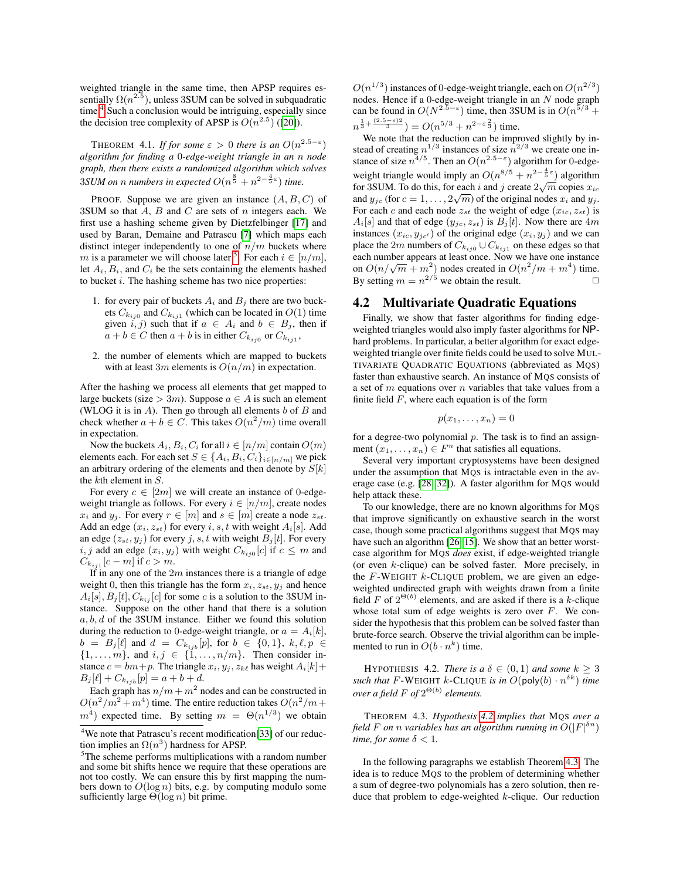weighted triangle in the same time, then APSP requires essentially $\Omega(n^{2.5})$, unless 3SUM can be solved in subquadratic time.[4] Such a conclusion would be intriguing, especially since the decision tree complexity of APSP is $O(n^{2.5})$ ([20]).

THEOREM 4.1. *If for some $\varepsilon > 0$ there is an $O(n^{2.5-\varepsilon})$ algorithm for finding a 0-edge-weight triangle in an $n$ node graph, then there exists a randomized algorithm which solves 3SUM on $n$ numbers in expected $O(n^{\frac{8}{5}} + n^{2-\frac{4}{5}\varepsilon})$ time.*

PROOF. Suppose we are given an instance $(A, B, C)$ of 3SUM so that $A$, $B$ and $C$ are sets of $n$ integers each. We first use a hashing scheme given by Dietzfelbinger [17] and used by Baran, Demaine and Patrascu [7] which maps each distinct integer independently to one of $n/m$ buckets where $m$ is a parameter we will choose later[5]. For each $i \in [n/m]$, let $A_i$, $B_i$, and $C_i$ be the sets containing the elements hashed to bucket $i$. The hashing scheme has two nice properties:

1. for every pair of buckets $A_i$ and $B_j$ there are two buckets $C_{k_{ij0}}$ and $C_{k_{ij1}}$ (which can be located in $O(1)$ time given $i, j$) such that if $a \in A_i$ and $b \in B_j$, then if $a + b \in C$ then $a + b$ is in either $C_{k_{ij0}}$ or $C_{k_{ij1}}$,
2. the number of elements which are mapped to buckets with at least $3m$ elements is $O(n/m)$ in expectation.

After the hashing we process all elements that get mapped to large buckets (size $> 3m$). Suppose $a \in A$ is such an element (WLOG it is in $A$). Then go through all elements $b$ of $B$ and check whether $a + b \in C$. This takes $O(n^2/m)$ time overall in expectation.

Now the buckets $A_i, B_i, C_i$ for all $i \in [n/m]$ contain $O(m)$ elements each. For each set $S \in \{A_i, B_i, C_i\}_{i \in [n/m]}$ we pick an arbitrary ordering of the elements and then denote by $S[k]$ the $k$th element in $S$.

For every $c \in [2m]$ we will create an instance of 0-edge-weight triangle as follows. For every $i \in [n/m]$, create nodes $x_i$ and $y_j$. For every $r \in [m]$ and $s \in [m]$ create a node $z_{st}$. Add an edge $(x_i, z_{st})$ for every $i, s, t$ with weight $A_i[s]$. Add an edge $(z_{st}, y_j)$ for every $j, s, t$ with weight $B_j[t]$. For every $i, j$ add an edge $(x_i, y_j)$ with weight $C_{k_{ij0}}[c]$ if $c \leq m$ and $C_{k_{ij1}}[c - m]$ if $c > m$.

If in any one of the $2m$ instances there is a triangle of edge weight 0, then this triangle has the form $x_i, z_{st}, y_j$ and hence $A_i[s], B_j[t], C_{k_{ij}}[c]$ for some $c$ is a solution to the 3SUM instance. Suppose on the other hand that there is a solution $a, b, d$ of the 3SUM instance. Either we found this solution during the reduction to 0-edge-weight triangle, or $a = A_i[k]$, $b = B_j[\ell]$ and $d = C_{k_{ijb}}[p]$, for $b \in \{0, 1\}$, $k, \ell, p \in \{1, \ldots, m\}$, and $i, j \in \{1, \ldots, n/m\}$. Then consider instance $c = bm + p$. The triangle $x_i, y_j, z_{k\ell}$ has weight $A_i[k] + B_j[\ell] + C_{k_{ijb}}[p] = a + b + d$.

Each graph has $n/m + m^2$ nodes and can be constructed in $O(n^2/m^2 + m^4)$ time. The entire reduction takes $O(n^2/m + m^4)$ expected time. By setting $m = \Theta(n^{1/3})$ we obtain $O(n^{1/3})$ instances of 0-edge-weight triangle, each on $O(n^{2/3})$ nodes. Hence if a 0-edge-weight triangle in an $N$ node graph can be found in $O(N^{2.5-\varepsilon})$ time, then 3SUM is in $O(n^{5/3} + n^{\frac{1}{3} + \frac{(2.5-\varepsilon)2}{3}}) = O(n^{5/3} + n^{2-\varepsilon\frac{2}{3}})$ time.

We note that the reduction can be improved slightly by instead of creating $n^{1/3}$ instances of size $n^{2/3}$ we create one instance of size $n^{4/5}$. Then an $O(n^{2.5-\varepsilon})$ algorithm for 0-edge-weight triangle would imply an $O(n^{8/5} + n^{2-\frac{4}{5}\varepsilon})$ algorithm for 3SUM. To do this, for each $i$ and $j$ create $2\sqrt{m}$ copies $x_{ic}$ and $y_{jc}$ (for $c = 1, \ldots, 2\sqrt{m}$) of the original nodes $x_i$ and $y_j$. For each $c$ and each node $z_{st}$ the weight of edge $(x_{ic}, z_{st})$ is $A_i[s]$ and that of edge $(y_{jc}, z_{st})$ is $B_j[t]$. Now there are $4m$ instances $(x_{ic}, y_{jc'})$ of the original edge $(x_i, y_j)$ and we can place the $2m$ numbers of $C_{k_{ij0}} \cup C_{k_{ij1}}$ on these edges so that each number appears at least once. Now we have one instance on $O(n/\sqrt{m} + m^2)$ nodes created in $O(n^2/m + m^4)$ time. By setting $m = n^{2/5}$ we obtain the result. $\square$

## 4.2 Multivariate Quadratic Equations

Finally, we show that faster algorithms for finding edge-weighted triangles would also imply faster algorithms for NP-hard problems. In particular, a better algorithm for exact edge-weighted triangle over finite fields could be used to solve MULTIVARIATE QUADRATIC EQUATIONS (abbreviated as MQS) faster than exhaustive search. An instance of MQS consists of a set of $m$ equations over $n$ variables that take values from a finite field $F$, where each equation is of the form

$$p(x_1, \ldots, x_n) = 0$$

for a degree-two polynomial $p$. The task is to find an assignment $(x_1, \ldots, x_n) \in F^n$ that satisfies all equations.

Several very important cryptosystems have been designed under the assumption that MQS is intractable even in the average case (e.g. [28, 32]). A faster algorithm for MQS would help attack these.

To our knowledge, there are no known algorithms for MQS that improve significantly on exhaustive search in the worst case, though some practical algorithms suggest that MQS may have such an algorithm [26, 15]. We show that an better worst-case algorithm for MQS *does* exist, if edge-weighted triangle (or even $k$-clique) can be solved faster. More precisely, in the $F$-WEIGHT $k$-CLIQUE problem, we are given an edge-weighted undirected graph with weights drawn from a finite field $F$ of $2^{\Theta(b)}$ elements, and are asked if there is a $k$-clique whose total sum of edge weights is zero over $F$. We consider the hypothesis that this problem can be solved faster than brute-force search. Observe the trivial algorithm can be implemented to run in $O(b \cdot n^k)$ time.

HYPOTHESIS 4.2. *There is a $\delta \in (0, 1)$ and some $k \geq 3$ such that $F$-WEIGHT $k$-CLIQUE is in $O(\mathsf{poly}(b) \cdot n^{\delta k})$ time over a field $F$ of $2^{\Theta(b)}$ elements.*

THEOREM 4.3. *Hypothesis 4.2 implies that MQS over a field $F$ on $n$ variables has an algorithm running in $O(|F|^{\delta n})$ time, for some $\delta < 1$.*

In the following paragraphs we establish Theorem 4.3. The idea is to reduce MQS to the problem of determining whether a sum of degree-two polynomials has a zero solution, then reduce that problem to edge-weighted $k$-clique. Our reduction

---

[4] We note that Patrascu's recent modification[33] of our reduction implies an $\Omega(n^3)$ hardness for APSP.

[5] The scheme performs multiplications with a random number and some bit shifts hence we require that these operations are not too costly. We can ensure this by first mapping the numbers down to $O(\log n)$ bits, e.g. by computing modulo some sufficiently large $\Theta(\log n)$ bit prime.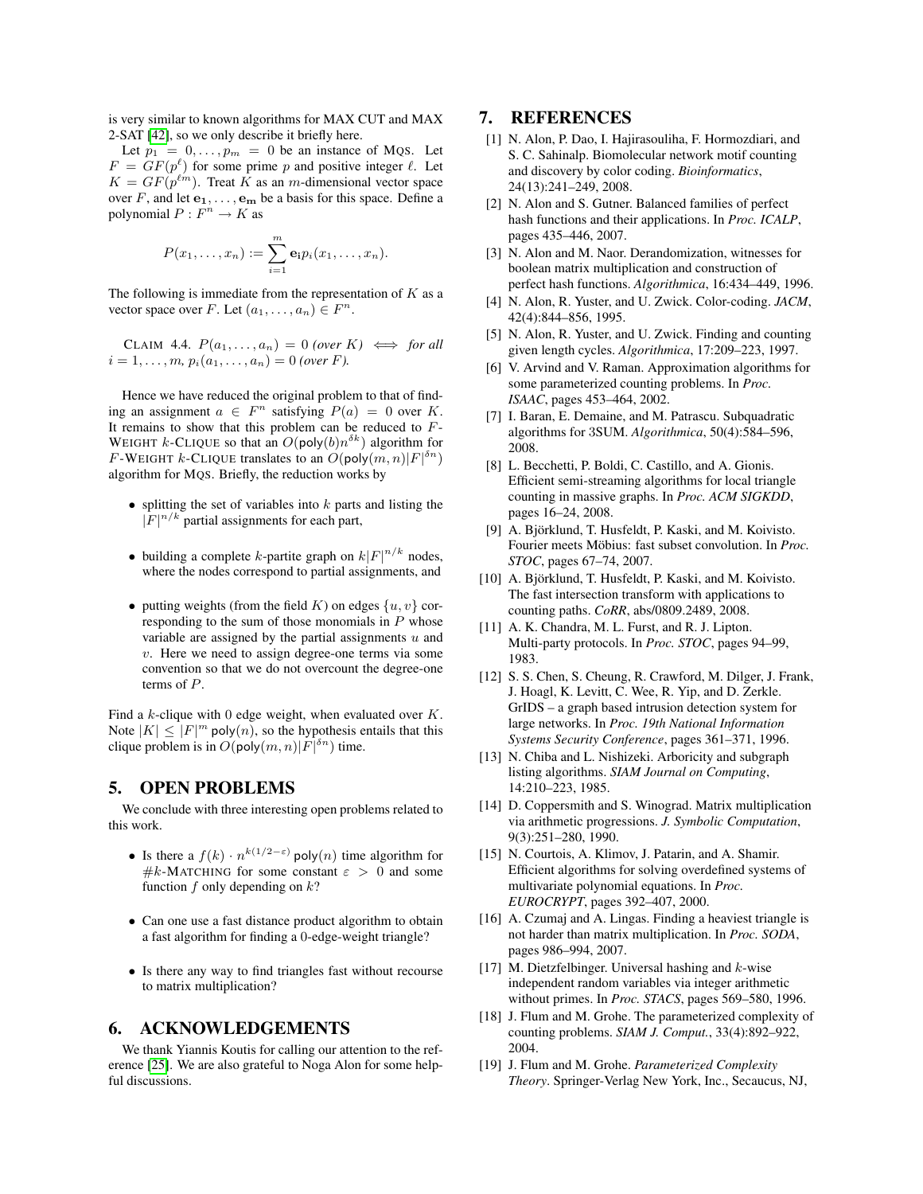is very similar to known algorithms for MAX CUT and MAX 2-SAT [42], so we only describe it briefly here.

Let $p_1 = 0, \ldots, p_m = 0$ be an instance of MQS. Let $F = GF(p^\ell)$ for some prime $p$ and positive integer $\ell$. Let $K = GF(p^{\ell m})$. Treat $K$ as an $m$-dimensional vector space over $F$, and let $\mathbf{e_1}, \ldots, \mathbf{e_m}$ be a basis for this space. Define a polynomial $P : F^n \to K$ as

$$P(x_1, \ldots, x_n) := \sum_{i=1}^{m} \mathbf{e_i} p_i(x_1, \ldots, x_n).$$

The following is immediate from the representation of $K$ as a vector space over $F$. Let $(a_1, \ldots, a_n) \in F^n$.

CLAIM 4.4. *$P(a_1, \ldots, a_n) = 0$ (over $K$) $\iff$ for all $i = 1, \ldots, m$, $p_i(a_1, \ldots, a_n) = 0$ (over $F$).*

Hence we have reduced the original problem to that of finding an assignment $a \in F^n$ satisfying $P(a) = 0$ over $K$. It remains to show that this problem can be reduced to $F$-WEIGHT $k$-CLIQUE so that an $O(\mathsf{poly}(b)n^{\delta k})$ algorithm for $F$-WEIGHT $k$-CLIQUE translates to an $O(\mathsf{poly}(m,n)|F|^{\delta n})$ algorithm for MQS. Briefly, the reduction works by

- splitting the set of variables into $k$ parts and listing the $|F|^{n/k}$ partial assignments for each part,
- building a complete $k$-partite graph on $k|F|^{n/k}$ nodes, where the nodes correspond to partial assignments, and
- putting weights (from the field $K$) on edges $\{u, v\}$ corresponding to the sum of those monomials in $P$ whose variable are assigned by the partial assignments $u$ and $v$. Here we need to assign degree-one terms via some convention so that we do not overcount the degree-one terms of $P$.

Find a $k$-clique with 0 edge weight, when evaluated over $K$. Note $|K| \leq |F|^m \mathsf{poly}(n)$, so the hypothesis entails that this clique problem is in $O(\mathsf{poly}(m,n)|F|^{\delta n})$ time.

## 5. OPEN PROBLEMS

We conclude with three interesting open problems related to this work.

- Is there a $f(k) \cdot n^{k(1/2-\varepsilon)} \mathsf{poly}(n)$ time algorithm for $\#k$-MATCHING for some constant $\varepsilon > 0$ and some function $f$ only depending on $k$?
- Can one use a fast distance product algorithm to obtain a fast algorithm for finding a 0-edge-weight triangle?
- Is there any way to find triangles fast without recourse to matrix multiplication?

## 6. ACKNOWLEDGEMENTS

We thank Yiannis Koutis for calling our attention to the reference [25]. We are also grateful to Noga Alon for some helpful discussions.

## 7. REFERENCES

[1] N. Alon, P. Dao, I. Hajirasouliha, F. Hormozdiari, and S. C. Sahinalp. Biomolecular network motif counting and discovery by color coding. *Bioinformatics*, 24(13):241–249, 2008.

[2] N. Alon and S. Gutner. Balanced families of perfect hash functions and their applications. In *Proc. ICALP*, pages 435–446, 2007.

[3] N. Alon and M. Naor. Derandomization, witnesses for boolean matrix multiplication and construction of perfect hash functions. *Algorithmica*, 16:434–449, 1996.

[4] N. Alon, R. Yuster, and U. Zwick. Color-coding. *JACM*, 42(4):844–856, 1995.

[5] N. Alon, R. Yuster, and U. Zwick. Finding and counting given length cycles. *Algorithmica*, 17:209–223, 1997.

[6] V. Arvind and V. Raman. Approximation algorithms for some parameterized counting problems. In *Proc. ISAAC*, pages 453–464, 2002.

[7] I. Baran, E. Demaine, and M. Patrascu. Subquadratic algorithms for 3SUM. *Algorithmica*, 50(4):584–596, 2008.

[8] L. Becchetti, P. Boldi, C. Castillo, and A. Gionis. Efficient semi-streaming algorithms for local triangle counting in massive graphs. In *Proc. ACM SIGKDD*, pages 16–24, 2008.

[9] A. Björklund, T. Husfeldt, P. Kaski, and M. Koivisto. Fourier meets Möbius: fast subset convolution. In *Proc. STOC*, pages 67–74, 2007.

[10] A. Björklund, T. Husfeldt, P. Kaski, and M. Koivisto. The fast intersection transform with applications to counting paths. *CoRR*, abs/0809.2489, 2008.

[11] A. K. Chandra, M. L. Furst, and R. J. Lipton. Multi-party protocols. In *Proc. STOC*, pages 94–99, 1983.

[12] S. S. Chen, S. Cheung, R. Crawford, M. Dilger, J. Frank, J. Hoagl, K. Levitt, C. Wee, R. Yip, and D. Zerkle. GrIDS – a graph based intrusion detection system for large networks. In *Proc. 19th National Information Systems Security Conference*, pages 361–371, 1996.

[13] N. Chiba and L. Nishizeki. Arboricity and subgraph listing algorithms. *SIAM Journal on Computing*, 14:210–223, 1985.

[14] D. Coppersmith and S. Winograd. Matrix multiplication via arithmetic progressions. *J. Symbolic Computation*, 9(3):251–280, 1990.

[15] N. Courtois, A. Klimov, J. Patarin, and A. Shamir. Efficient algorithms for solving overdefined systems of multivariate polynomial equations. In *Proc. EUROCRYPT*, pages 392–407, 2000.

[16] A. Czumaj and A. Lingas. Finding a heaviest triangle is not harder than matrix multiplication. In *Proc. SODA*, pages 986–994, 2007.

[17] M. Dietzfelbinger. Universal hashing and $k$-wise independent random variables via integer arithmetic without primes. In *Proc. STACS*, pages 569–580, 1996.

[18] J. Flum and M. Grohe. The parameterized complexity of counting problems. *SIAM J. Comput.*, 33(4):892–922, 2004.

[19] J. Flum and M. Grohe. *Parameterized Complexity Theory*. Springer-Verlag New York, Inc., Secaucus, NJ,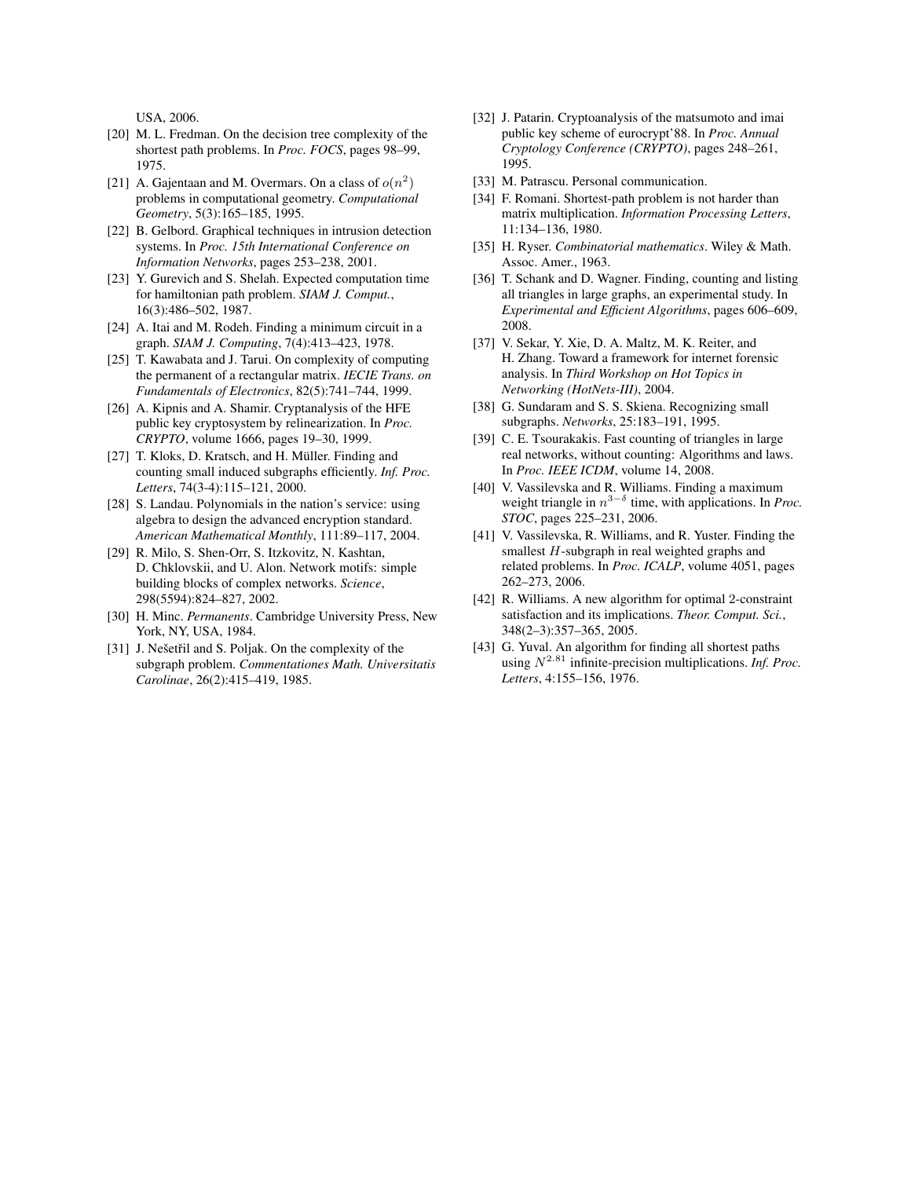USA, 2006.

[20] M. L. Fredman. On the decision tree complexity of the shortest path problems. In *Proc. FOCS*, pages 98–99, 1975.

[21] A. Gajentaan and M. Overmars. On a class of $o(n^2)$ problems in computational geometry. *Computational Geometry*, 5(3):165–185, 1995.

[22] B. Gelbord. Graphical techniques in intrusion detection systems. In *Proc. 15th International Conference on Information Networks*, pages 253–238, 2001.

[23] Y. Gurevich and S. Shelah. Expected computation time for hamiltonian path problem. *SIAM J. Comput.*, 16(3):486–502, 1987.

[24] A. Itai and M. Rodeh. Finding a minimum circuit in a graph. *SIAM J. Computing*, 7(4):413–423, 1978.

[25] T. Kawabata and J. Tarui. On complexity of computing the permanent of a rectangular matrix. *IECIE Trans. on Fundamentals of Electronics*, 82(5):741–744, 1999.

[26] A. Kipnis and A. Shamir. Cryptanalysis of the HFE public key cryptosystem by relinearization. In *Proc. CRYPTO*, volume 1666, pages 19–30, 1999.

[27] T. Kloks, D. Kratsch, and H. Müller. Finding and counting small induced subgraphs efficiently. *Inf. Proc. Letters*, 74(3-4):115–121, 2000.

[28] S. Landau. Polynomials in the nation's service: using algebra to design the advanced encryption standard. *American Mathematical Monthly*, 111:89–117, 2004.

[29] R. Milo, S. Shen-Orr, S. Itzkovitz, N. Kashtan, D. Chklovskii, and U. Alon. Network motifs: simple building blocks of complex networks. *Science*, 298(5594):824–827, 2002.

[30] H. Minc. *Permanents*. Cambridge University Press, New York, NY, USA, 1984.

[31] J. Nešetřil and S. Poljak. On the complexity of the subgraph problem. *Commentationes Math. Universitatis Carolinae*, 26(2):415–419, 1985.

[32] J. Patarin. Cryptoanalysis of the matsumoto and imai public key scheme of eurocrypt'88. In *Proc. Annual Cryptology Conference (CRYPTO)*, pages 248–261, 1995.

[33] M. Patrascu. Personal communication.

[34] F. Romani. Shortest-path problem is not harder than matrix multiplication. *Information Processing Letters*, 11:134–136, 1980.

[35] H. Ryser. *Combinatorial mathematics*. Wiley & Math. Assoc. Amer., 1963.

[36] T. Schank and D. Wagner. Finding, counting and listing all triangles in large graphs, an experimental study. In *Experimental and Efficient Algorithms*, pages 606–609, 2008.

[37] V. Sekar, Y. Xie, D. A. Maltz, M. K. Reiter, and H. Zhang. Toward a framework for internet forensic analysis. In *Third Workshop on Hot Topics in Networking (HotNets-III)*, 2004.

[38] G. Sundaram and S. S. Skiena. Recognizing small subgraphs. *Networks*, 25:183–191, 1995.

[39] C. E. Tsourakakis. Fast counting of triangles in large real networks, without counting: Algorithms and laws. In *Proc. IEEE ICDM*, volume 14, 2008.

[40] V. Vassilevska and R. Williams. Finding a maximum weight triangle in $n^{3-\delta}$ time, with applications. In *Proc. STOC*, pages 225–231, 2006.

[41] V. Vassilevska, R. Williams, and R. Yuster. Finding the smallest $H$-subgraph in real weighted graphs and related problems. In *Proc. ICALP*, volume 4051, pages 262–273, 2006.

[42] R. Williams. A new algorithm for optimal 2-constraint satisfaction and its implications. *Theor. Comput. Sci.*, 348(2–3):357–365, 2005.

[43] G. Yuval. An algorithm for finding all shortest paths using $N^{2.81}$ infinite-precision multiplications. *Inf. Proc. Letters*, 4:155–156, 1976.